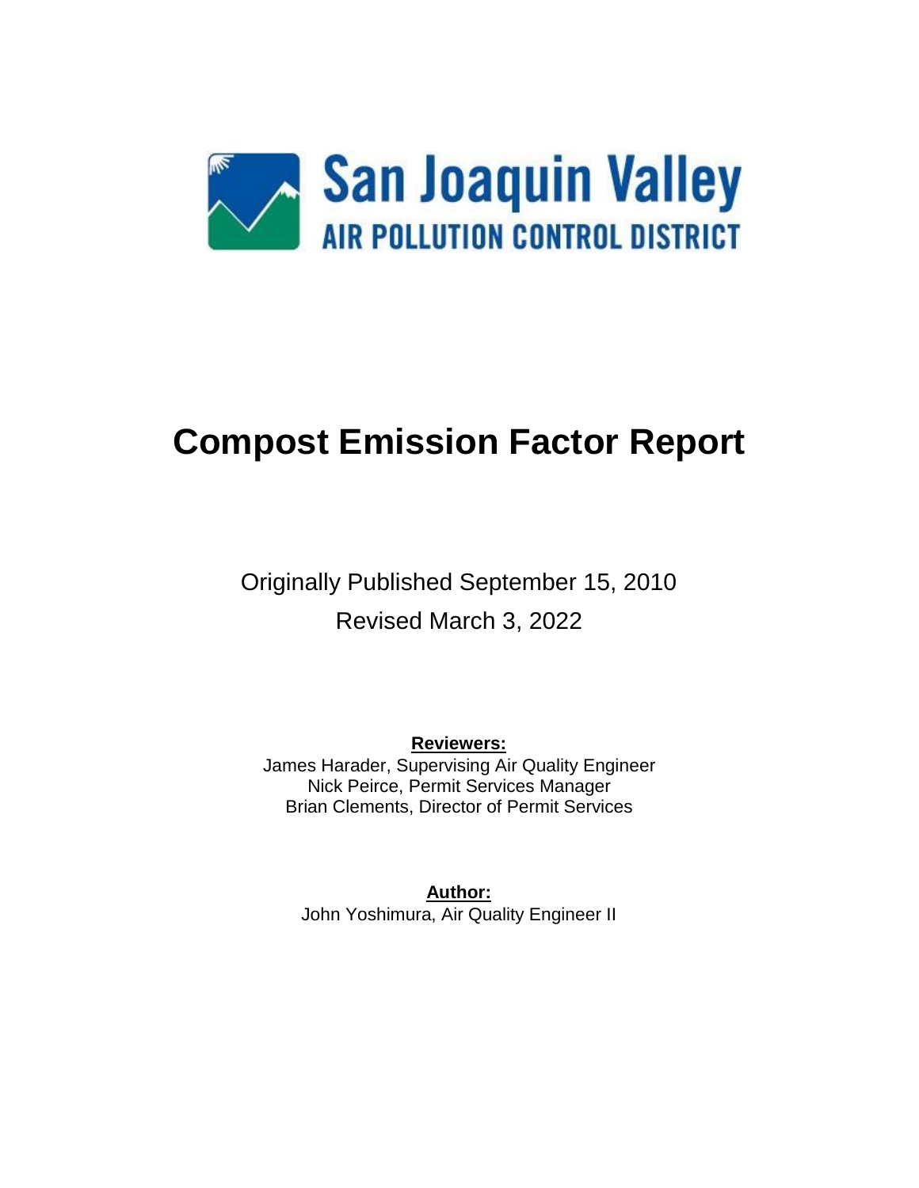San Joaquin Valley
AIR POLLUTION CONTROL DISTRICT

# Compost Emission Factor Report

Originally Published September 15, 2010

Revised March 3, 2022

**Reviewers:**

James Harader, Supervising Air Quality Engineer
Nick Peirce, Permit Services Manager
Brian Clements, Director of Permit Services

**Author:**

John Yoshimura, Air Quality Engineer II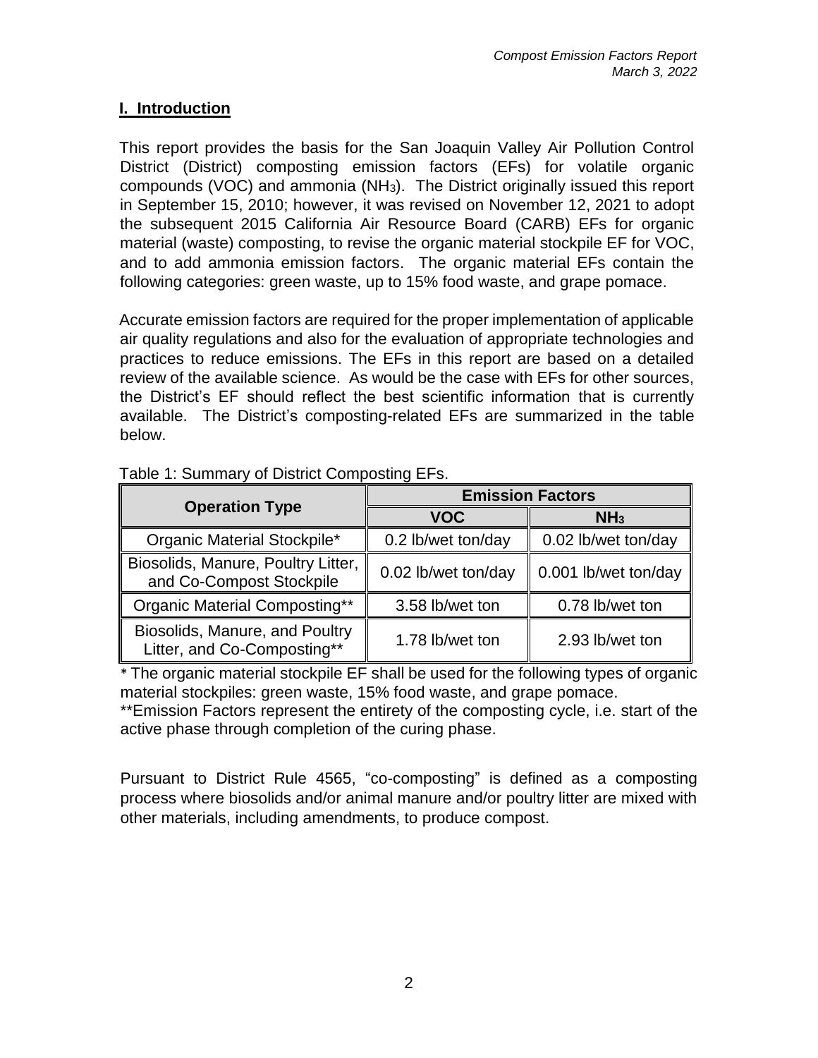## I. Introduction

This report provides the basis for the San Joaquin Valley Air Pollution Control District (District) composting emission factors (EFs) for volatile organic compounds (VOC) and ammonia ($NH_3$). The District originally issued this report in September 15, 2010; however, it was revised on November 12, 2021 to adopt the subsequent 2015 California Air Resource Board (CARB) EFs for organic material (waste) composting, to revise the organic material stockpile EF for VOC, and to add ammonia emission factors. The organic material EFs contain the following categories: green waste, up to 15% food waste, and grape pomace.

Accurate emission factors are required for the proper implementation of applicable air quality regulations and also for the evaluation of appropriate technologies and practices to reduce emissions. The EFs in this report are based on a detailed review of the available science. As would be the case with EFs for other sources, the District's EF should reflect the best scientific information that is currently available. The District's composting-related EFs are summarized in the table below.

Table 1: Summary of District Composting EFs.

| Operation Type | Emission Factors | |
|---|---|---|
| | VOC | $NH_3$ |
| Organic Material Stockpile* | 0.2 lb/wet ton/day | 0.02 lb/wet ton/day |
| Biosolids, Manure, Poultry Litter, and Co-Compost Stockpile | 0.02 lb/wet ton/day | 0.001 lb/wet ton/day |
| Organic Material Composting** | 3.58 lb/wet ton | 0.78 lb/wet ton |
| Biosolids, Manure, and Poultry Litter, and Co-Composting** | 1.78 lb/wet ton | 2.93 lb/wet ton |

* The organic material stockpile EF shall be used for the following types of organic material stockpiles: green waste, 15% food waste, and grape pomace.
**Emission Factors represent the entirety of the composting cycle, i.e. start of the active phase through completion of the curing phase.

Pursuant to District Rule 4565, "co-composting" is defined as a composting process where biosolids and/or animal manure and/or poultry litter are mixed with other materials, including amendments, to produce compost.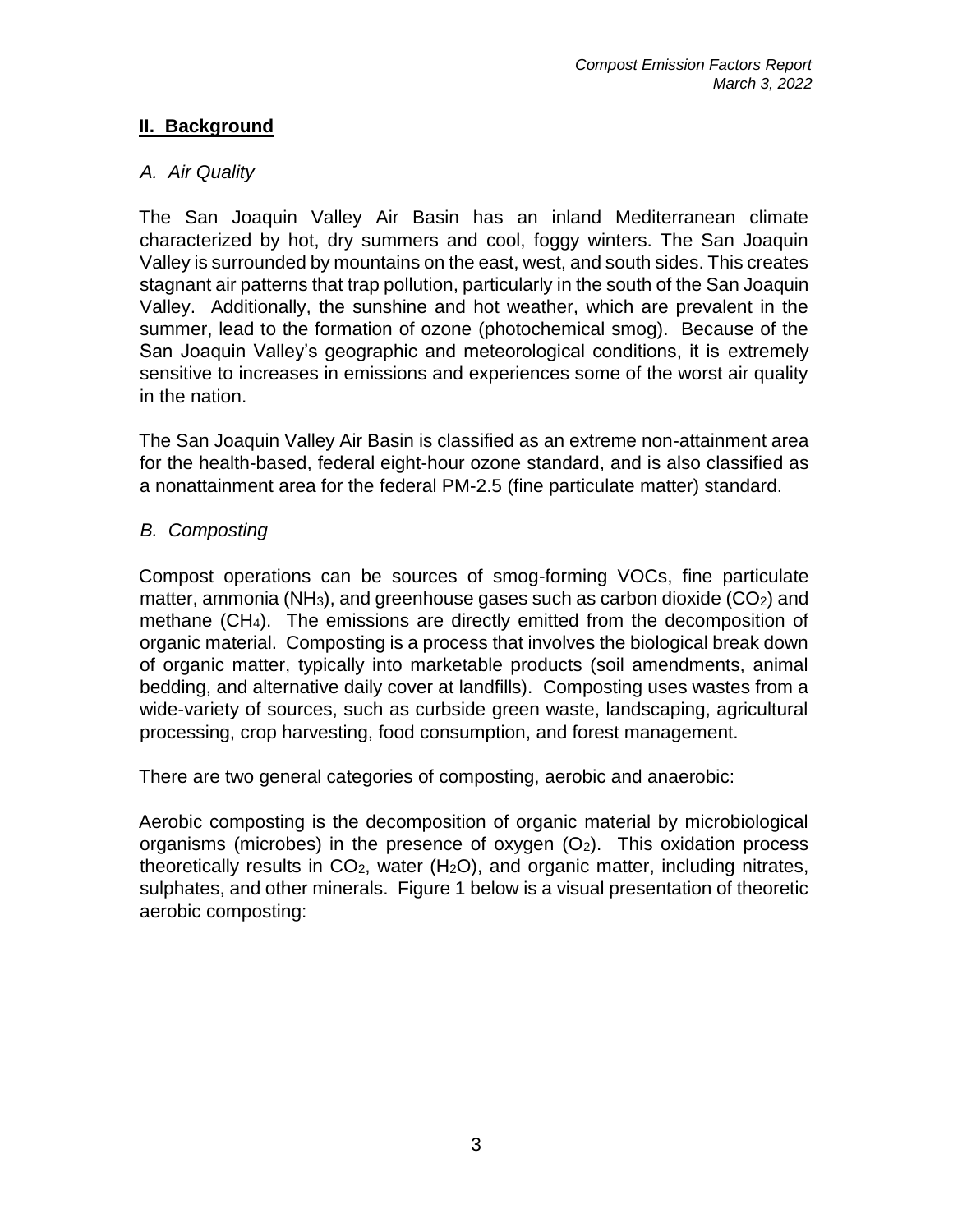## II. Background

### *A. Air Quality*

The San Joaquin Valley Air Basin has an inland Mediterranean climate characterized by hot, dry summers and cool, foggy winters. The San Joaquin Valley is surrounded by mountains on the east, west, and south sides. This creates stagnant air patterns that trap pollution, particularly in the south of the San Joaquin Valley. Additionally, the sunshine and hot weather, which are prevalent in the summer, lead to the formation of ozone (photochemical smog). Because of the San Joaquin Valley's geographic and meteorological conditions, it is extremely sensitive to increases in emissions and experiences some of the worst air quality in the nation.

The San Joaquin Valley Air Basin is classified as an extreme non-attainment area for the health-based, federal eight-hour ozone standard, and is also classified as a nonattainment area for the federal PM-2.5 (fine particulate matter) standard.

### *B. Composting*

Compost operations can be sources of smog-forming VOCs, fine particulate matter, ammonia ($NH_3$), and greenhouse gases such as carbon dioxide ($CO_2$) and methane ($CH_4$). The emissions are directly emitted from the decomposition of organic material. Composting is a process that involves the biological break down of organic matter, typically into marketable products (soil amendments, animal bedding, and alternative daily cover at landfills). Composting uses wastes from a wide-variety of sources, such as curbside green waste, landscaping, agricultural processing, crop harvesting, food consumption, and forest management.

There are two general categories of composting, aerobic and anaerobic:

Aerobic composting is the decomposition of organic material by microbiological organisms (microbes) in the presence of oxygen ($O_2$). This oxidation process theoretically results in $CO_2$, water ($H_2O$), and organic matter, including nitrates, sulphates, and other minerals. Figure 1 below is a visual presentation of theoretic aerobic composting: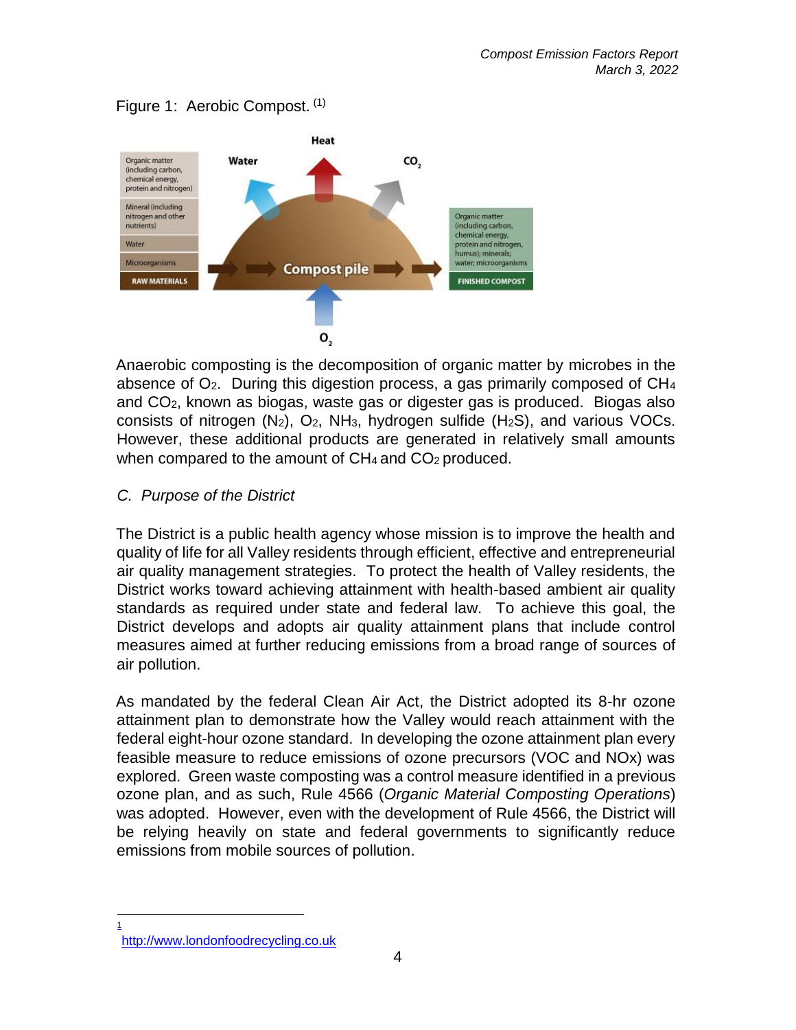Figure 1: Aerobic Compost. [1]

Anaerobic composting is the decomposition of organic matter by microbes in the absence of $O_2$. During this digestion process, a gas primarily composed of $CH_4$ and $CO_2$, known as biogas, waste gas or digester gas is produced. Biogas also consists of nitrogen ($N_2$), $O_2$, $NH_3$, hydrogen sulfide ($H_2S$), and various VOCs. However, these additional products are generated in relatively small amounts when compared to the amount of $CH_4$ and $CO_2$ produced.

### *C. Purpose of the District*

The District is a public health agency whose mission is to improve the health and quality of life for all Valley residents through efficient, effective and entrepreneurial air quality management strategies. To protect the health of Valley residents, the District works toward achieving attainment with health-based ambient air quality standards as required under state and federal law. To achieve this goal, the District develops and adopts air quality attainment plans that include control measures aimed at further reducing emissions from a broad range of sources of air pollution.

As mandated by the federal Clean Air Act, the District adopted its 8-hr ozone attainment plan to demonstrate how the Valley would reach attainment with the federal eight-hour ozone standard. In developing the ozone attainment plan every feasible measure to reduce emissions of ozone precursors (VOC and NOx) was explored. Green waste composting was a control measure identified in a previous ozone plan, and as such, Rule 4566 (*Organic Material Composting Operations*) was adopted. However, even with the development of Rule 4566, the District will be relying heavily on state and federal governments to significantly reduce emissions from mobile sources of pollution.

---

[1] http://www.londonfoodrecycling.co.uk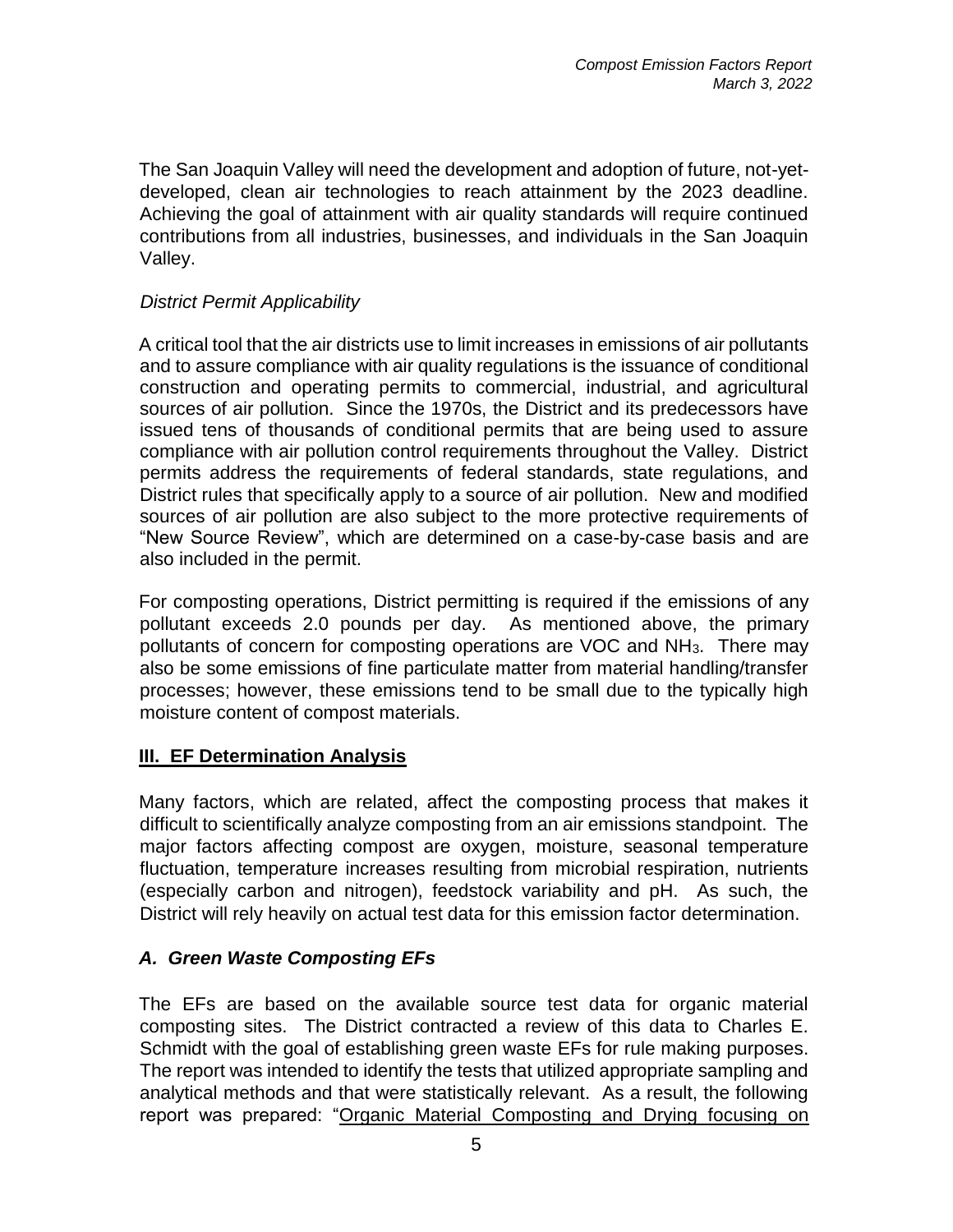The San Joaquin Valley will need the development and adoption of future, not-yet-developed, clean air technologies to reach attainment by the 2023 deadline. Achieving the goal of attainment with air quality standards will require continued contributions from all industries, businesses, and individuals in the San Joaquin Valley.

*District Permit Applicability*

A critical tool that the air districts use to limit increases in emissions of air pollutants and to assure compliance with air quality regulations is the issuance of conditional construction and operating permits to commercial, industrial, and agricultural sources of air pollution. Since the 1970s, the District and its predecessors have issued tens of thousands of conditional permits that are being used to assure compliance with air pollution control requirements throughout the Valley. District permits address the requirements of federal standards, state regulations, and District rules that specifically apply to a source of air pollution. New and modified sources of air pollution are also subject to the more protective requirements of "New Source Review", which are determined on a case-by-case basis and are also included in the permit.

For composting operations, District permitting is required if the emissions of any pollutant exceeds 2.0 pounds per day. As mentioned above, the primary pollutants of concern for composting operations are VOC and $NH_3$. There may also be some emissions of fine particulate matter from material handling/transfer processes; however, these emissions tend to be small due to the typically high moisture content of compost materials.

## III. EF Determination Analysis

Many factors, which are related, affect the composting process that makes it difficult to scientifically analyze composting from an air emissions standpoint. The major factors affecting compost are oxygen, moisture, seasonal temperature fluctuation, temperature increases resulting from microbial respiration, nutrients (especially carbon and nitrogen), feedstock variability and pH. As such, the District will rely heavily on actual test data for this emission factor determination.

### *A. Green Waste Composting EFs*

The EFs are based on the available source test data for organic material composting sites. The District contracted a review of this data to Charles E. Schmidt with the goal of establishing green waste EFs for rule making purposes. The report was intended to identify the tests that utilized appropriate sampling and analytical methods and that were statistically relevant. As a result, the following report was prepared: "Organic Material Composting and Drying focusing on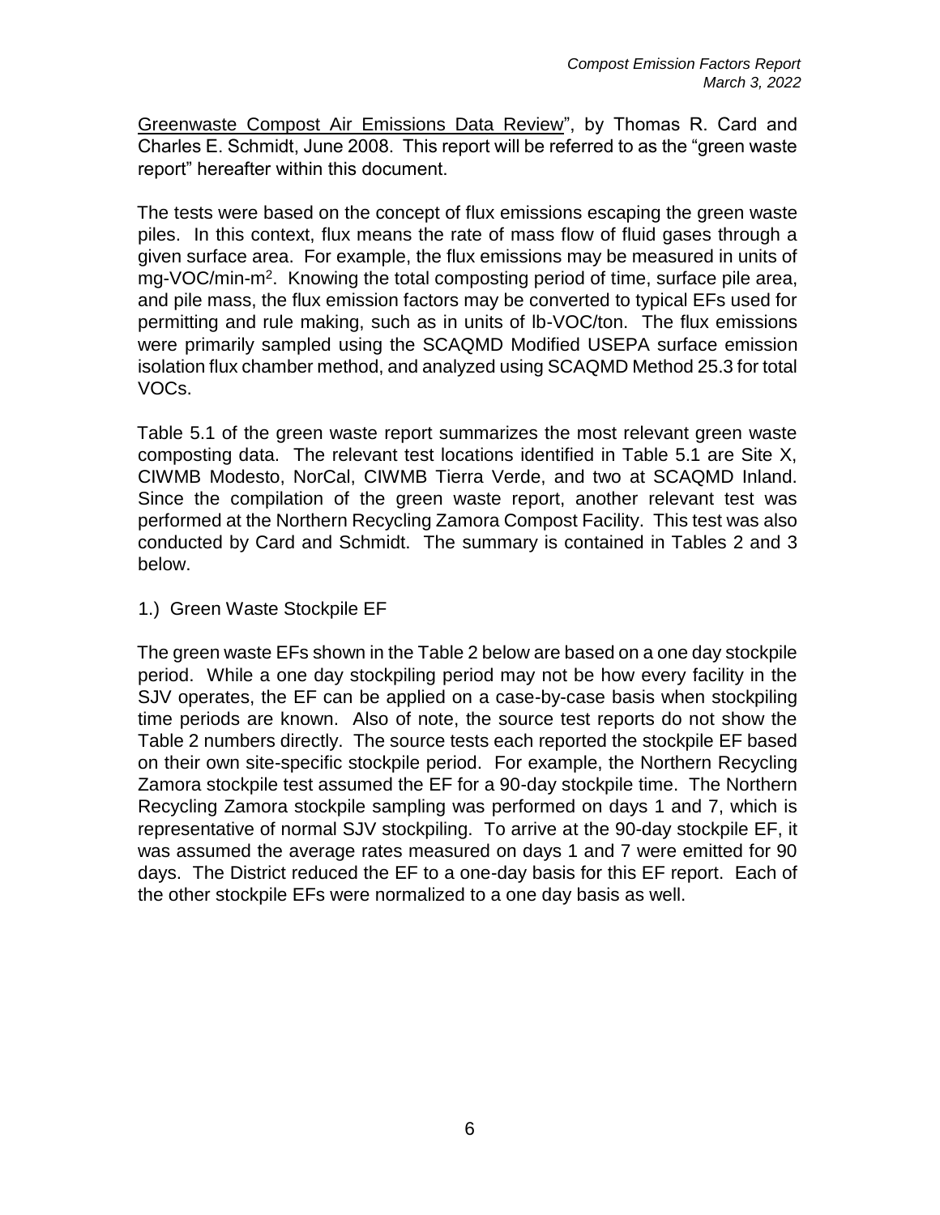Greenwaste Compost Air Emissions Data Review", by Thomas R. Card and Charles E. Schmidt, June 2008. This report will be referred to as the "green waste report" hereafter within this document.

The tests were based on the concept of flux emissions escaping the green waste piles. In this context, flux means the rate of mass flow of fluid gases through a given surface area. For example, the flux emissions may be measured in units of mg-VOC/min-$m^2$. Knowing the total composting period of time, surface pile area, and pile mass, the flux emission factors may be converted to typical EFs used for permitting and rule making, such as in units of lb-VOC/ton. The flux emissions were primarily sampled using the SCAQMD Modified USEPA surface emission isolation flux chamber method, and analyzed using SCAQMD Method 25.3 for total VOCs.

Table 5.1 of the green waste report summarizes the most relevant green waste composting data. The relevant test locations identified in Table 5.1 are Site X, CIWMB Modesto, NorCal, CIWMB Tierra Verde, and two at SCAQMD Inland. Since the compilation of the green waste report, another relevant test was performed at the Northern Recycling Zamora Compost Facility. This test was also conducted by Card and Schmidt. The summary is contained in Tables 2 and 3 below.

1.) Green Waste Stockpile EF

The green waste EFs shown in the Table 2 below are based on a one day stockpile period. While a one day stockpiling period may not be how every facility in the SJV operates, the EF can be applied on a case-by-case basis when stockpiling time periods are known. Also of note, the source test reports do not show the Table 2 numbers directly. The source tests each reported the stockpile EF based on their own site-specific stockpile period. For example, the Northern Recycling Zamora stockpile test assumed the EF for a 90-day stockpile time. The Northern Recycling Zamora stockpile sampling was performed on days 1 and 7, which is representative of normal SJV stockpiling. To arrive at the 90-day stockpile EF, it was assumed the average rates measured on days 1 and 7 were emitted for 90 days. The District reduced the EF to a one-day basis for this EF report. Each of the other stockpile EFs were normalized to a one day basis as well.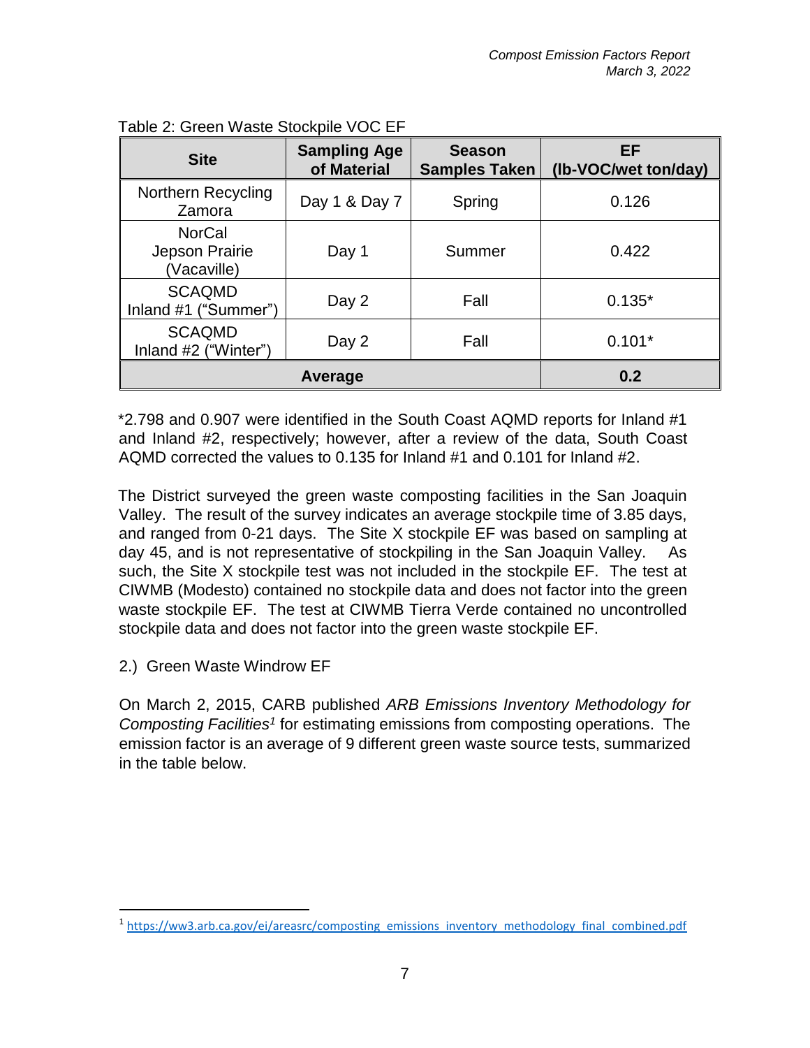Table 2: Green Waste Stockpile VOC EF

| Site | Sampling Age of Material | Season Samples Taken | EF (lb-VOC/wet ton/day) |
|---|---|---|---|
| Northern Recycling Zamora | Day 1 & Day 7 | Spring | 0.126 |
| NorCal Jepson Prairie (Vacaville) | Day 1 | Summer | 0.422 |
| SCAQMD Inland #1 ("Summer") | Day 2 | Fall | 0.135* |
| SCAQMD Inland #2 ("Winter") | Day 2 | Fall | 0.101* |
| **Average** | | | **0.2** |

*2.798 and 0.907 were identified in the South Coast AQMD reports for Inland #1 and Inland #2, respectively; however, after a review of the data, South Coast AQMD corrected the values to 0.135 for Inland #1 and 0.101 for Inland #2.

The District surveyed the green waste composting facilities in the San Joaquin Valley. The result of the survey indicates an average stockpile time of 3.85 days, and ranged from 0-21 days. The Site X stockpile EF was based on sampling at day 45, and is not representative of stockpiling in the San Joaquin Valley. As such, the Site X stockpile test was not included in the stockpile EF. The test at CIWMB (Modesto) contained no stockpile data and does not factor into the green waste stockpile EF. The test at CIWMB Tierra Verde contained no uncontrolled stockpile data and does not factor into the green waste stockpile EF.

2.) Green Waste Windrow EF

On March 2, 2015, CARB published *ARB Emissions Inventory Methodology for Composting Facilities*[1] for estimating emissions from composting operations. The emission factor is an average of 9 different green waste source tests, summarized in the table below.

---

[1] https://ww3.arb.ca.gov/ei/areasrc/composting_emissions_inventory_methodology_final_combined.pdf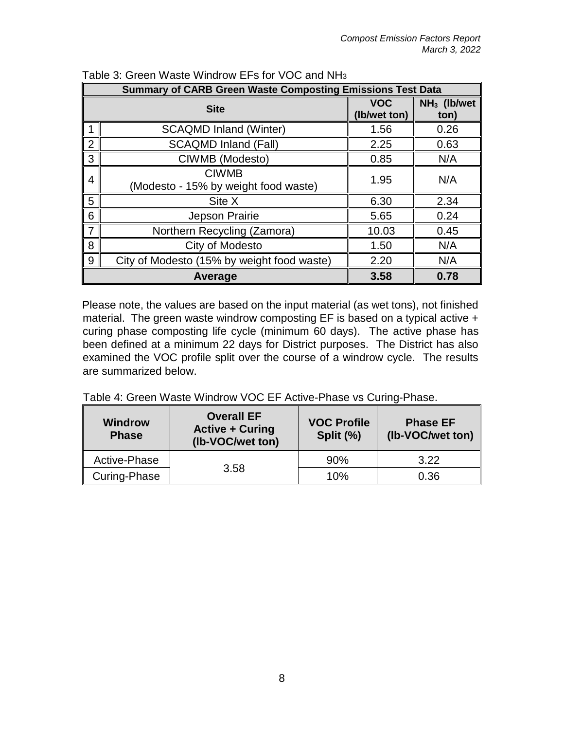Table 3: Green Waste Windrow EFs for VOC and $NH_3$

| Summary of CARB Green Waste Composting Emissions Test Data | | | |
|---|---|---|---|
| | **Site** | **VOC (lb/wet ton)** | **$NH_3$ (lb/wet ton)** |
| 1 | SCAQMD Inland (Winter) | 1.56 | 0.26 |
| 2 | SCAQMD Inland (Fall) | 2.25 | 0.63 |
| 3 | CIWMB (Modesto) | 0.85 | N/A |
| 4 | CIWMB (Modesto - 15% by weight food waste) | 1.95 | N/A |
| 5 | Site X | 6.30 | 2.34 |
| 6 | Jepson Prairie | 5.65 | 0.24 |
| 7 | Northern Recycling (Zamora) | 10.03 | 0.45 |
| 8 | City of Modesto | 1.50 | N/A |
| 9 | City of Modesto (15% by weight food waste) | 2.20 | N/A |
| **Average** | | **3.58** | **0.78** |

Please note, the values are based on the input material (as wet tons), not finished material. The green waste windrow composting EF is based on a typical active + curing phase composting life cycle (minimum 60 days). The active phase has been defined at a minimum 22 days for District purposes. The District has also examined the VOC profile split over the course of a windrow cycle. The results are summarized below.

Table 4: Green Waste Windrow VOC EF Active-Phase vs Curing-Phase.

| **Windrow Phase** | **Overall EF Active + Curing (lb-VOC/wet ton)** | **VOC Profile Split (%)** | **Phase EF (lb-VOC/wet ton)** |
|---|---|---|---|
| Active-Phase | 3.58 | 90% | 3.22 |
| Curing-Phase | | 10% | 0.36 |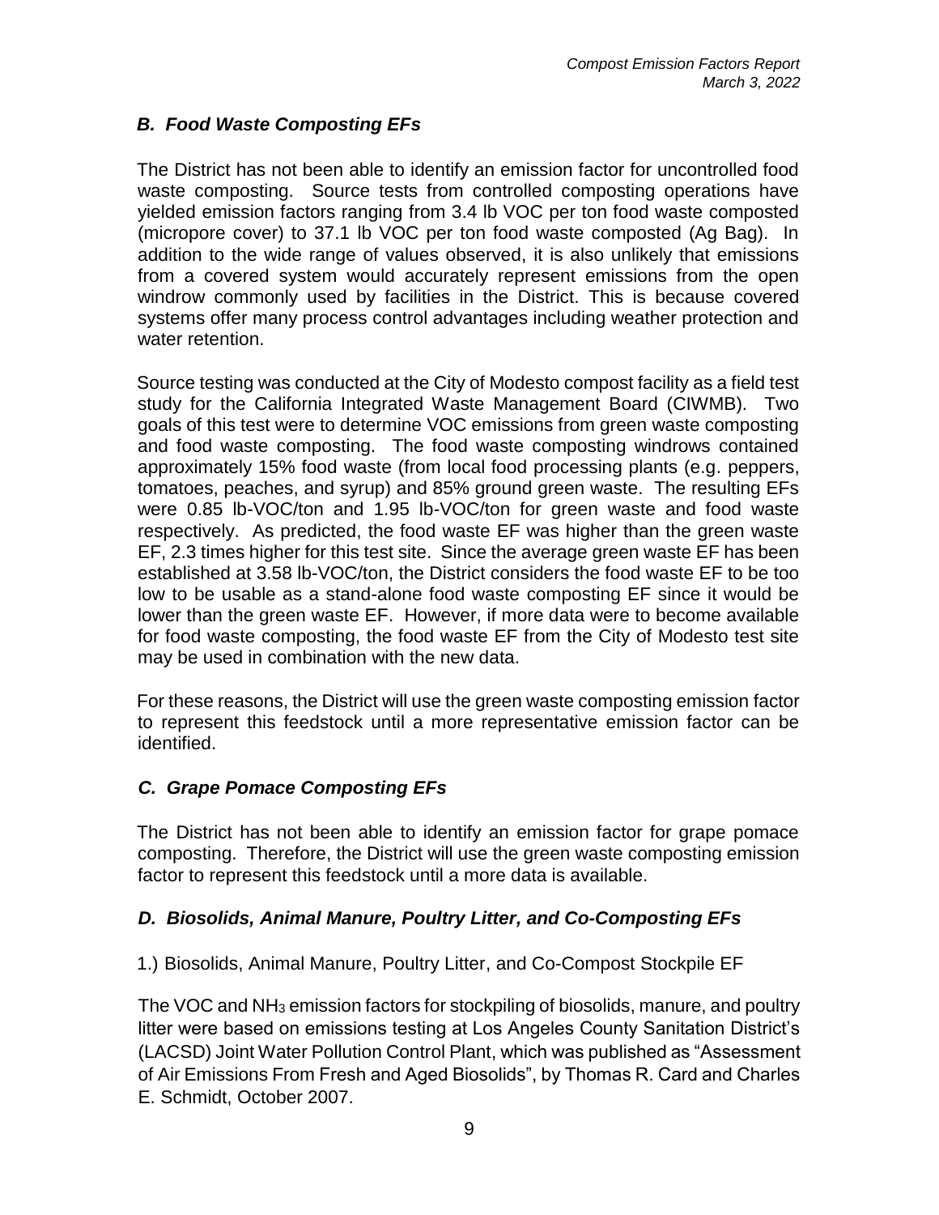### *B. Food Waste Composting EFs*

The District has not been able to identify an emission factor for uncontrolled food waste composting. Source tests from controlled composting operations have yielded emission factors ranging from 3.4 lb VOC per ton food waste composted (micropore cover) to 37.1 lb VOC per ton food waste composted (Ag Bag). In addition to the wide range of values observed, it is also unlikely that emissions from a covered system would accurately represent emissions from the open windrow commonly used by facilities in the District. This is because covered systems offer many process control advantages including weather protection and water retention.

Source testing was conducted at the City of Modesto compost facility as a field test study for the California Integrated Waste Management Board (CIWMB). Two goals of this test were to determine VOC emissions from green waste composting and food waste composting. The food waste composting windrows contained approximately 15% food waste (from local food processing plants (e.g. peppers, tomatoes, peaches, and syrup) and 85% ground green waste. The resulting EFs were 0.85 lb-VOC/ton and 1.95 lb-VOC/ton for green waste and food waste respectively. As predicted, the food waste EF was higher than the green waste EF, 2.3 times higher for this test site. Since the average green waste EF has been established at 3.58 lb-VOC/ton, the District considers the food waste EF to be too low to be usable as a stand-alone food waste composting EF since it would be lower than the green waste EF. However, if more data were to become available for food waste composting, the food waste EF from the City of Modesto test site may be used in combination with the new data.

For these reasons, the District will use the green waste composting emission factor to represent this feedstock until a more representative emission factor can be identified.

### *C. Grape Pomace Composting EFs*

The District has not been able to identify an emission factor for grape pomace composting. Therefore, the District will use the green waste composting emission factor to represent this feedstock until a more data is available.

### *D. Biosolids, Animal Manure, Poultry Litter, and Co-Composting EFs*

1.) Biosolids, Animal Manure, Poultry Litter, and Co-Compost Stockpile EF

The VOC and $NH_3$ emission factors for stockpiling of biosolids, manure, and poultry litter were based on emissions testing at Los Angeles County Sanitation District's (LACSD) Joint Water Pollution Control Plant, which was published as "Assessment of Air Emissions From Fresh and Aged Biosolids", by Thomas R. Card and Charles E. Schmidt, October 2007.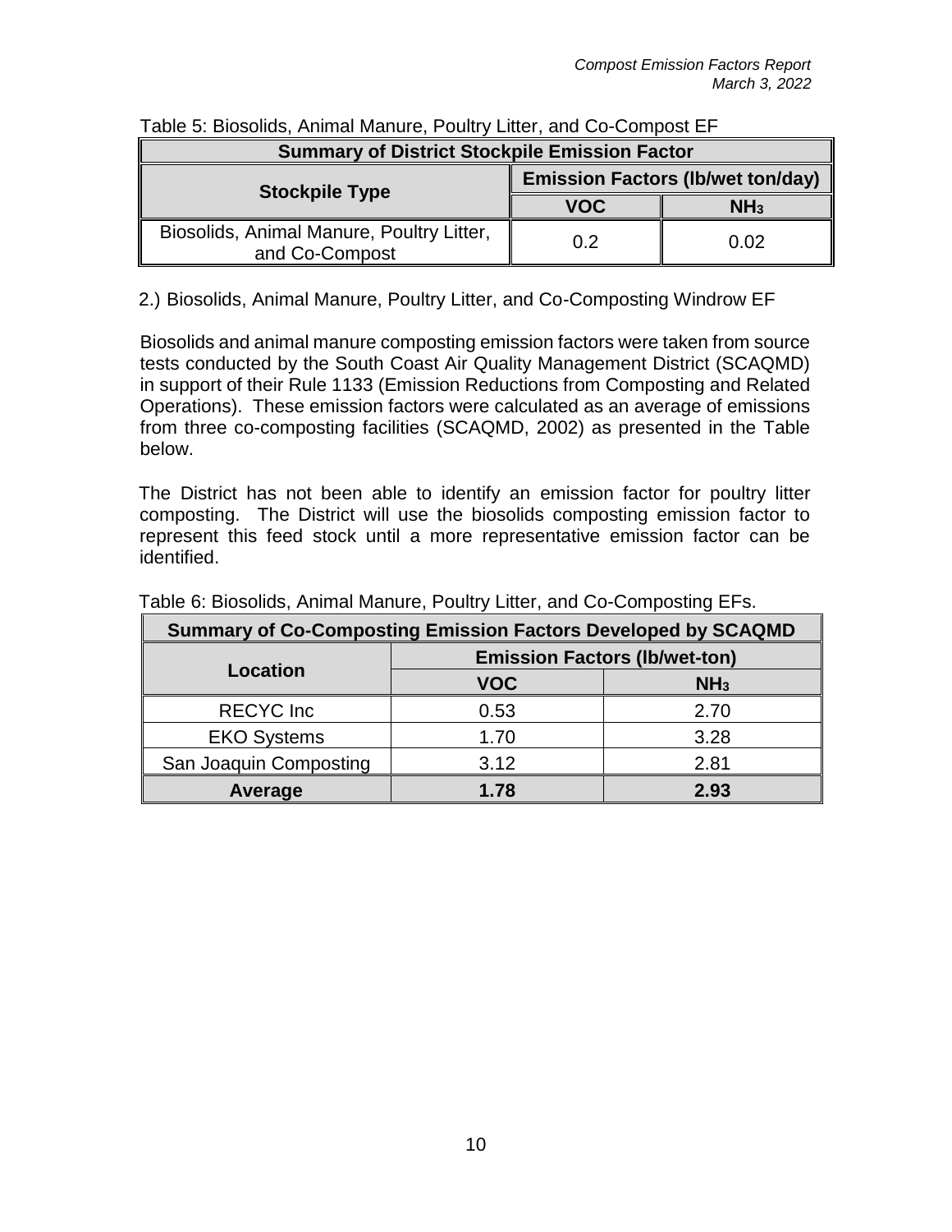Table 5: Biosolids, Animal Manure, Poultry Litter, and Co-Compost EF

| Summary of District Stockpile Emission Factor | | |
|---|---|---|
| **Stockpile Type** | **Emission Factors (lb/wet ton/day)** | |
| | **VOC** | **$NH_3$** |
| Biosolids, Animal Manure, Poultry Litter, and Co-Compost | 0.2 | 0.02 |

2.) Biosolids, Animal Manure, Poultry Litter, and Co-Composting Windrow EF

Biosolids and animal manure composting emission factors were taken from source tests conducted by the South Coast Air Quality Management District (SCAQMD) in support of their Rule 1133 (Emission Reductions from Composting and Related Operations). These emission factors were calculated as an average of emissions from three co-composting facilities (SCAQMD, 2002) as presented in the Table below.

The District has not been able to identify an emission factor for poultry litter composting. The District will use the biosolids composting emission factor to represent this feed stock until a more representative emission factor can be identified.

Table 6: Biosolids, Animal Manure, Poultry Litter, and Co-Composting EFs.

| Summary of Co-Composting Emission Factors Developed by SCAQMD | | |
|---|---|---|
| **Location** | **Emission Factors (lb/wet-ton)** | |
| | **VOC** | **$NH_3$** |
| RECYC Inc | 0.53 | 2.70 |
| EKO Systems | 1.70 | 3.28 |
| San Joaquin Composting | 3.12 | 2.81 |
| **Average** | **1.78** | **2.93** |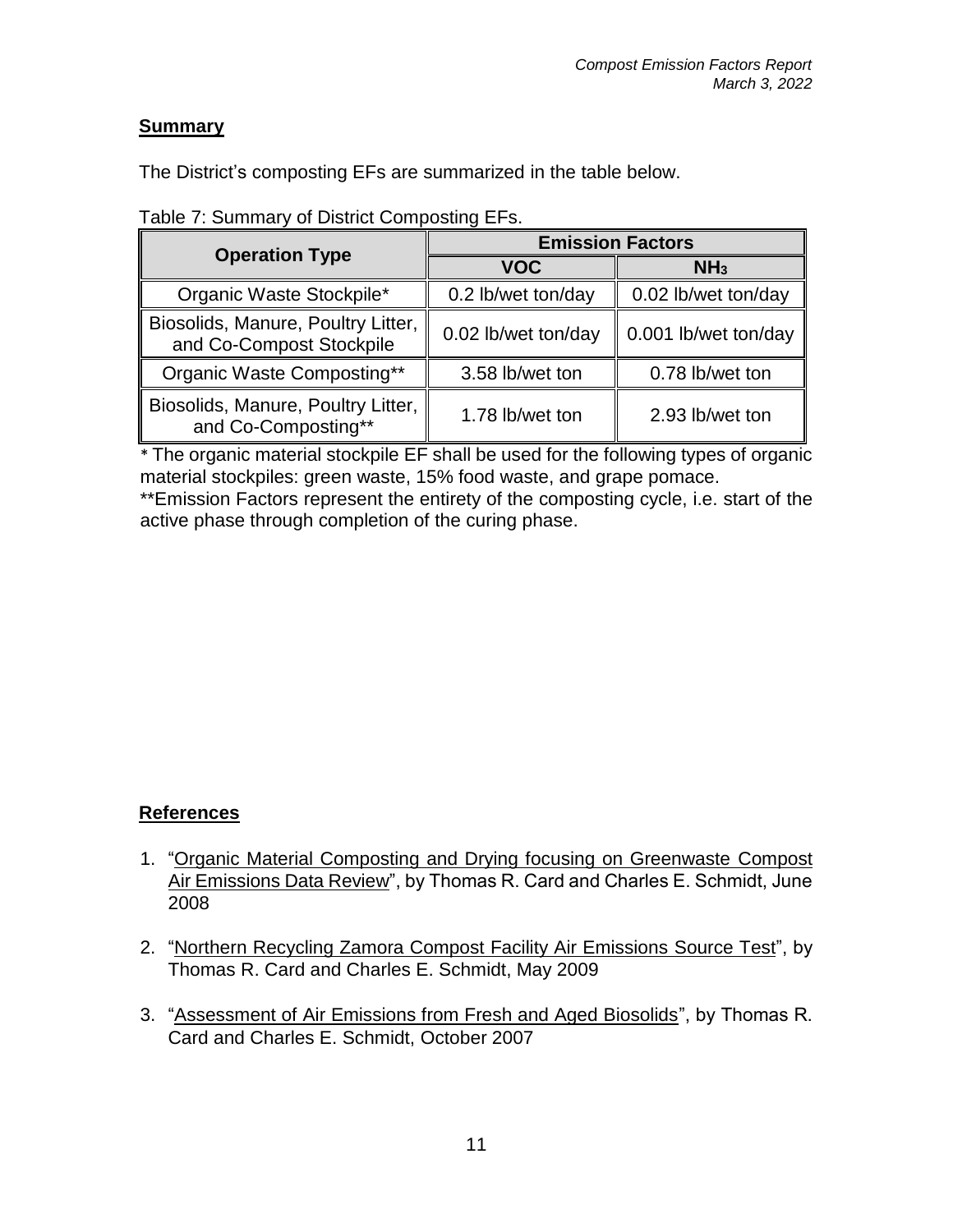## Summary

The District's composting EFs are summarized in the table below.

Table 7: Summary of District Composting EFs.

| Operation Type | Emission Factors | |
|---|---|---|
| | VOC | $NH_3$ |
| Organic Waste Stockpile* | 0.2 lb/wet ton/day | 0.02 lb/wet ton/day |
| Biosolids, Manure, Poultry Litter, and Co-Compost Stockpile | 0.02 lb/wet ton/day | 0.001 lb/wet ton/day |
| Organic Waste Composting** | 3.58 lb/wet ton | 0.78 lb/wet ton |
| Biosolids, Manure, Poultry Litter, and Co-Composting** | 1.78 lb/wet ton | 2.93 lb/wet ton |

\* The organic material stockpile EF shall be used for the following types of organic material stockpiles: green waste, 15% food waste, and grape pomace.
**Emission Factors represent the entirety of the composting cycle, i.e. start of the active phase through completion of the curing phase.

## References

1. "Organic Material Composting and Drying focusing on Greenwaste Compost Air Emissions Data Review", by Thomas R. Card and Charles E. Schmidt, June 2008
2. "Northern Recycling Zamora Compost Facility Air Emissions Source Test", by Thomas R. Card and Charles E. Schmidt, May 2009
3. "Assessment of Air Emissions from Fresh and Aged Biosolids", by Thomas R. Card and Charles E. Schmidt, October 2007